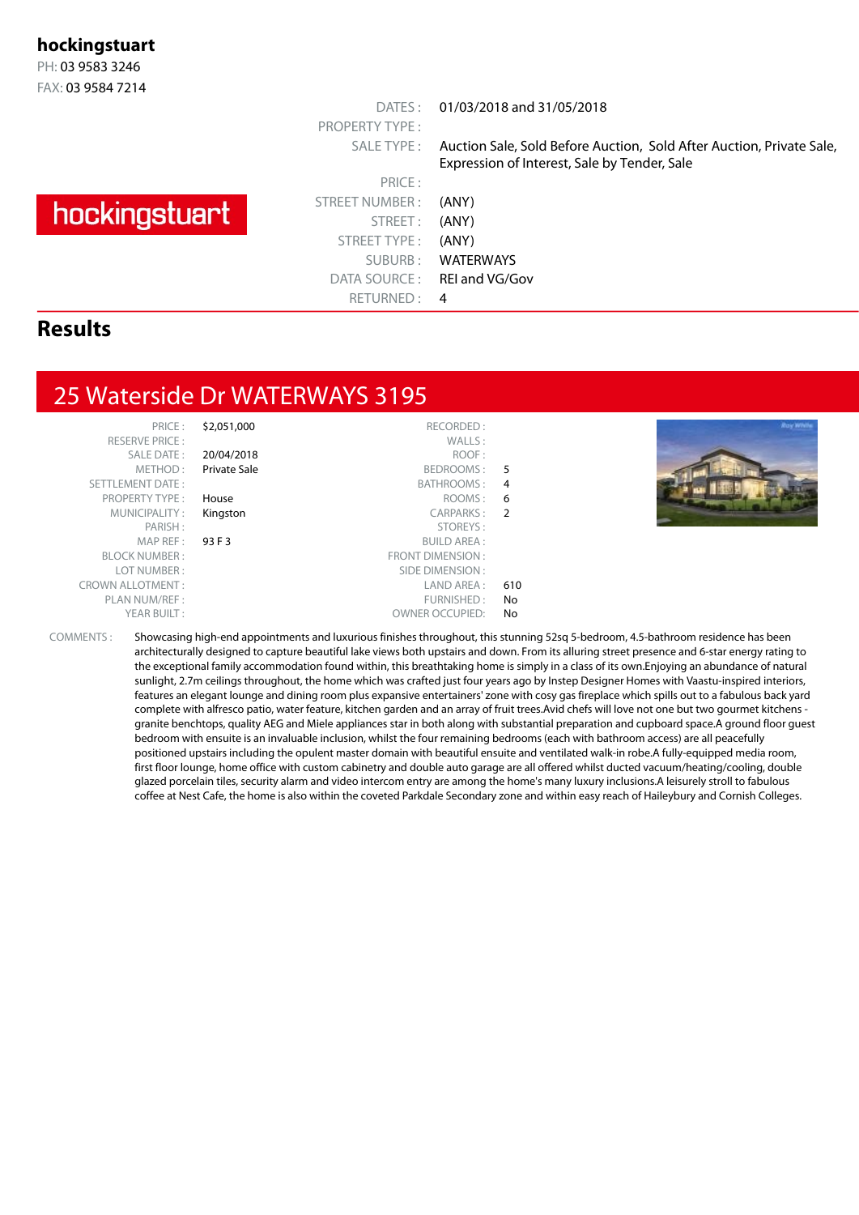**hockingstuart**
PH: 03 9583 3246
FAX: 03 9584 7214

hockingstuart

| | |
|---|---|
| DATES : | 01/03/2018 and 31/05/2018 |
| PROPERTY TYPE : | |
| SALE TYPE : | Auction Sale, Sold Before Auction, Sold After Auction, Private Sale, Expression of Interest, Sale by Tender, Sale |
| PRICE : | |
| STREET NUMBER : | (ANY) |
| STREET : | (ANY) |
| STREET TYPE : | (ANY) |
| SUBURB : | WATERWAYS |
| DATA SOURCE : | REI and VG/Gov |
| RETURNED : | 4 |

## Results

## 25 Waterside Dr WATERWAYS 3195

| | | | |
|---|---|---|---|
| PRICE : | $2,051,000 | RECORDED : | |
| RESERVE PRICE : | | WALLS : | |
| SALE DATE : | 20/04/2018 | ROOF : | |
| METHOD : | Private Sale | BEDROOMS : | 5 |
| SETTLEMENT DATE : | | BATHROOMS : | 4 |
| PROPERTY TYPE : | House | ROOMS : | 6 |
| MUNICIPALITY : | Kingston | CARPARKS : | 2 |
| PARISH : | | STOREYS : | |
| MAP REF : | 93 F 3 | BUILD AREA : | |
| BLOCK NUMBER : | | FRONT DIMENSION : | |
| LOT NUMBER : | | SIDE DIMENSION : | |
| CROWN ALLOTMENT : | | LAND AREA : | 610 |
| PLAN NUM/REF : | | FURNISHED : | No |
| YEAR BUILT : | | OWNER OCCUPIED: | No |

COMMENTS : Showcasing high-end appointments and luxurious finishes throughout, this stunning 52sq 5-bedroom, 4.5-bathroom residence has been architecturally designed to capture beautiful lake views both upstairs and down. From its alluring street presence and 6-star energy rating to the exceptional family accommodation found within, this breathtaking home is simply in a class of its own.Enjoying an abundance of natural sunlight, 2.7m ceilings throughout, the home which was crafted just four years ago by Instep Designer Homes with Vaastu-inspired interiors, features an elegant lounge and dining room plus expansive entertainers' zone with cosy gas fireplace which spills out to a fabulous back yard complete with alfresco patio, water feature, kitchen garden and an array of fruit trees.Avid chefs will love not one but two gourmet kitchens - granite benchtops, quality AEG and Miele appliances star in both along with substantial preparation and cupboard space.A ground floor guest bedroom with ensuite is an invaluable inclusion, whilst the four remaining bedrooms (each with bathroom access) are all peacefully positioned upstairs including the opulent master domain with beautiful ensuite and ventilated walk-in robe.A fully-equipped media room, first floor lounge, home office with custom cabinetry and double auto garage are all offered whilst ducted vacuum/heating/cooling, double glazed porcelain tiles, security alarm and video intercom entry are among the home's many luxury inclusions.A leisurely stroll to fabulous coffee at Nest Cafe, the home is also within the coveted Parkdale Secondary zone and within easy reach of Haileybury and Cornish Colleges.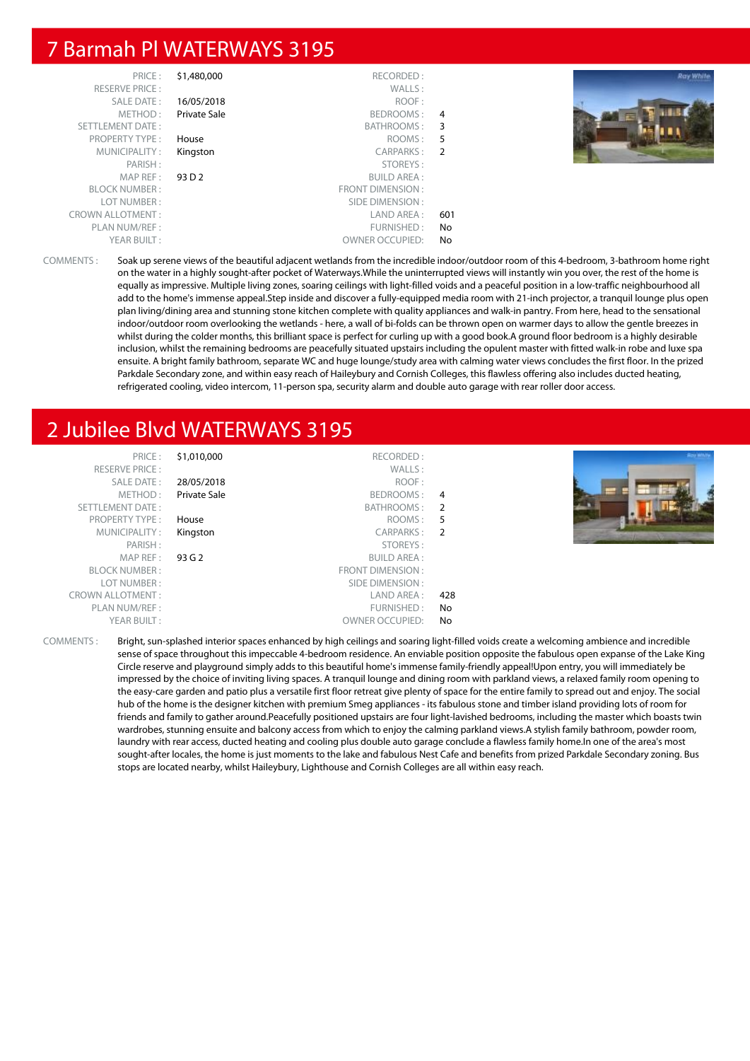## 7 Barmah Pl WATERWAYS 3195

| | | | |
|---|---|---|---|
| PRICE : | $1,480,000 | RECORDED : | |
| RESERVE PRICE : | | WALLS : | |
| SALE DATE : | 16/05/2018 | ROOF : | |
| METHOD : | Private Sale | BEDROOMS : | 4 |
| SETTLEMENT DATE : | | BATHROOMS : | 3 |
| PROPERTY TYPE : | House | ROOMS : | 5 |
| MUNICIPALITY : | Kingston | CARPARKS : | 2 |
| PARISH : | | STOREYS : | |
| MAP REF : | 93 D 2 | BUILD AREA : | |
| BLOCK NUMBER : | | FRONT DIMENSION : | |
| LOT NUMBER : | | SIDE DIMENSION : | |
| CROWN ALLOTMENT : | | LAND AREA : | 601 |
| PLAN NUM/REF : | | FURNISHED : | No |
| YEAR BUILT : | | OWNER OCCUPIED: | No |

COMMENTS : Soak up serene views of the beautiful adjacent wetlands from the incredible indoor/outdoor room of this 4-bedroom, 3-bathroom home right on the water in a highly sought-after pocket of Waterways.While the uninterrupted views will instantly win you over, the rest of the home is equally as impressive. Multiple living zones, soaring ceilings with light-filled voids and a peaceful position in a low-traffic neighbourhood all add to the home's immense appeal.Step inside and discover a fully-equipped media room with 21-inch projector, a tranquil lounge plus open plan living/dining area and stunning stone kitchen complete with quality appliances and walk-in pantry. From here, head to the sensational indoor/outdoor room overlooking the wetlands - here, a wall of bi-folds can be thrown open on warmer days to allow the gentle breezes in whilst during the colder months, this brilliant space is perfect for curling up with a good book.A ground floor bedroom is a highly desirable inclusion, whilst the remaining bedrooms are peacefully situated upstairs including the opulent master with fitted walk-in robe and luxe spa ensuite. A bright family bathroom, separate WC and huge lounge/study area with calming water views concludes the first floor. In the prized Parkdale Secondary zone, and within easy reach of Haileybury and Cornish Colleges, this flawless offering also includes ducted heating, refrigerated cooling, video intercom, 11-person spa, security alarm and double auto garage with rear roller door access.

## 2 Jubilee Blvd WATERWAYS 3195

| | | | |
|---|---|---|---|
| PRICE : | $1,010,000 | RECORDED : | |
| RESERVE PRICE : | | WALLS : | |
| SALE DATE : | 28/05/2018 | ROOF : | |
| METHOD : | Private Sale | BEDROOMS : | 4 |
| SETTLEMENT DATE : | | BATHROOMS : | 2 |
| PROPERTY TYPE : | House | ROOMS : | 5 |
| MUNICIPALITY : | Kingston | CARPARKS : | 2 |
| PARISH : | | STOREYS : | |
| MAP REF : | 93 G 2 | BUILD AREA : | |
| BLOCK NUMBER : | | FRONT DIMENSION : | |
| LOT NUMBER : | | SIDE DIMENSION : | |
| CROWN ALLOTMENT : | | LAND AREA : | 428 |
| PLAN NUM/REF : | | FURNISHED : | No |
| YEAR BUILT : | | OWNER OCCUPIED: | No |

COMMENTS : Bright, sun-splashed interior spaces enhanced by high ceilings and soaring light-filled voids create a welcoming ambience and incredible sense of space throughout this impeccable 4-bedroom residence. An enviable position opposite the fabulous open expanse of the Lake King Circle reserve and playground simply adds to this beautiful home's immense family-friendly appeal!Upon entry, you will immediately be impressed by the choice of inviting living spaces. A tranquil lounge and dining room with parkland views, a relaxed family room opening to the easy-care garden and patio plus a versatile first floor retreat give plenty of space for the entire family to spread out and enjoy. The social hub of the home is the designer kitchen with premium Smeg appliances - its fabulous stone and timber island providing lots of room for friends and family to gather around.Peacefully positioned upstairs are four light-lavished bedrooms, including the master which boasts twin wardrobes, stunning ensuite and balcony access from which to enjoy the calming parkland views.A stylish family bathroom, powder room, laundry with rear access, ducted heating and cooling plus double auto garage conclude a flawless family home.In one of the area's most sought-after locales, the home is just moments to the lake and fabulous Nest Cafe and benefits from prized Parkdale Secondary zoning. Bus stops are located nearby, whilst Haileybury, Lighthouse and Cornish Colleges are all within easy reach.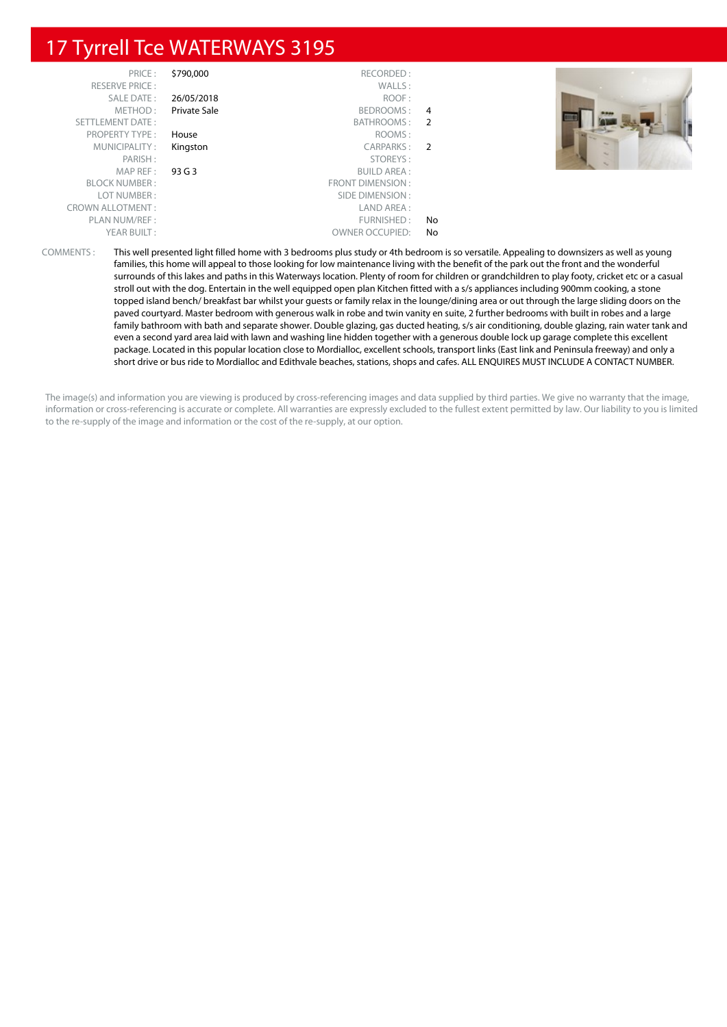# 17 Tyrrell Tce WATERWAYS 3195

| | | | |
|---|---|---|---|
| PRICE : | $790,000 | RECORDED : | |
| RESERVE PRICE : | | WALLS : | |
| SALE DATE : | 26/05/2018 | ROOF : | |
| METHOD : | Private Sale | BEDROOMS : | 4 |
| SETTLEMENT DATE : | | BATHROOMS : | 2 |
| PROPERTY TYPE : | House | ROOMS : | |
| MUNICIPALITY : | Kingston | CARPARKS : | 2 |
| PARISH : | | STOREYS : | |
| MAP REF : | 93 G 3 | BUILD AREA : | |
| BLOCK NUMBER : | | FRONT DIMENSION : | |
| LOT NUMBER : | | SIDE DIMENSION : | |
| CROWN ALLOTMENT : | | LAND AREA : | |
| PLAN NUM/REF : | | FURNISHED : | No |
| YEAR BUILT : | | OWNER OCCUPIED: | No |

COMMENTS : This well presented light filled home with 3 bedrooms plus study or 4th bedroom is so versatile. Appealing to downsizers as well as young families, this home will appeal to those looking for low maintenance living with the benefit of the park out the front and the wonderful surrounds of this lakes and paths in this Waterways location. Plenty of room for children or grandchildren to play footy, cricket etc or a casual stroll out with the dog. Entertain in the well equipped open plan Kitchen fitted with a s/s appliances including 900mm cooking, a stone topped island bench/ breakfast bar whilst your guests or family relax in the lounge/dining area or out through the large sliding doors on the paved courtyard. Master bedroom with generous walk in robe and twin vanity en suite, 2 further bedrooms with built in robes and a large family bathroom with bath and separate shower. Double glazing, gas ducted heating, s/s air conditioning, double glazing, rain water tank and even a second yard area laid with lawn and washing line hidden together with a generous double lock up garage complete this excellent package. Located in this popular location close to Mordialloc, excellent schools, transport links (East link and Peninsula freeway) and only a short drive or bus ride to Mordialloc and Edithvale beaches, stations, shops and cafes. ALL ENQUIRES MUST INCLUDE A CONTACT NUMBER.

The image(s) and information you are viewing is produced by cross-referencing images and data supplied by third parties. We give no warranty that the image, information or cross-referencing is accurate or complete. All warranties are expressly excluded to the fullest extent permitted by law. Our liability to you is limited to the re-supply of the image and information or the cost of the re-supply, at our option.